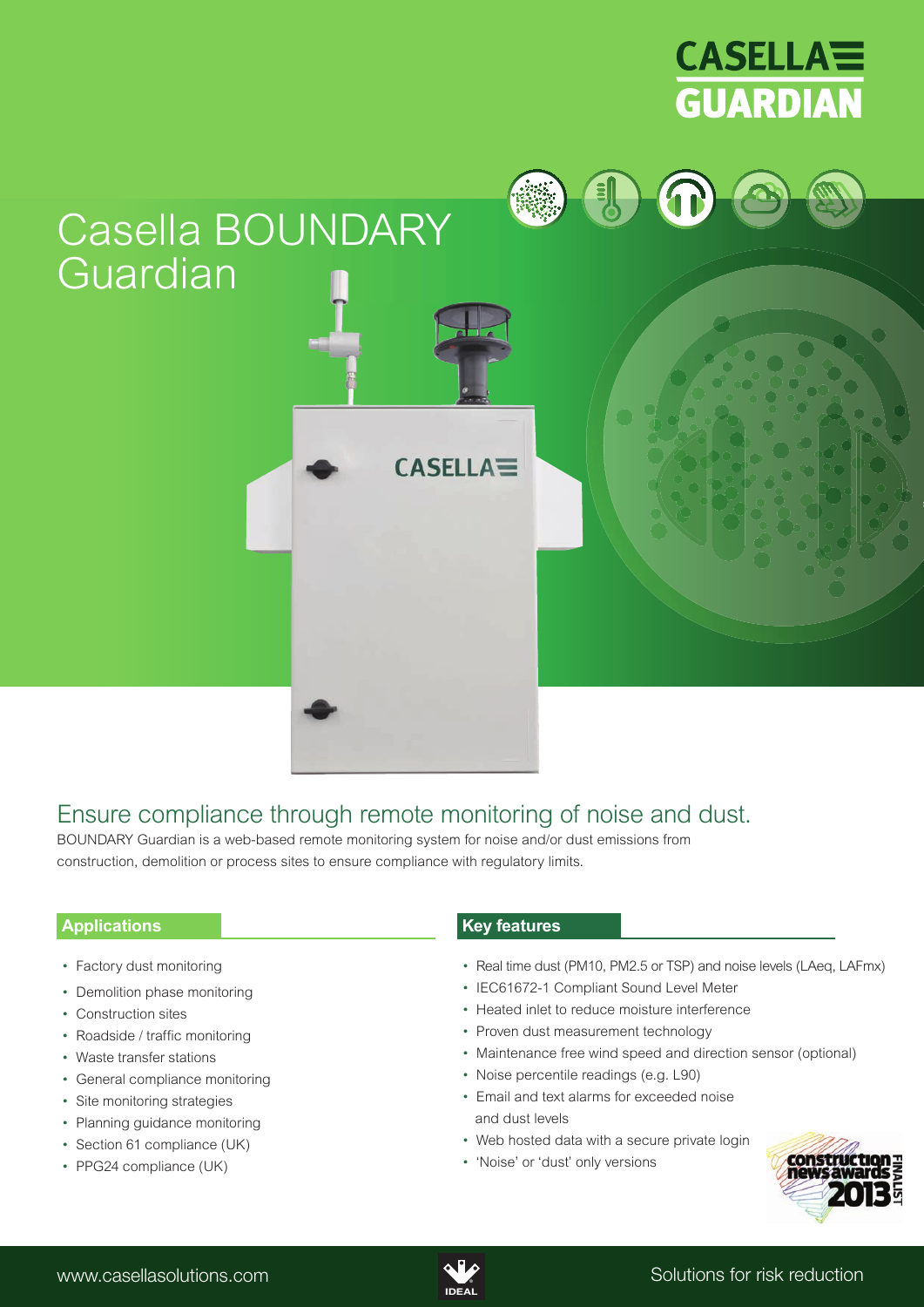CASELLA GUARDIAN

# Casella BOUNDARY Guardian

## Ensure compliance through remote monitoring of noise and dust.

BOUNDARY Guardian is a web-based remote monitoring system for noise and/or dust emissions from construction, demolition or process sites to ensure compliance with regulatory limits.

### Applications

- Factory dust monitoring
- Demolition phase monitoring
- Construction sites
- Roadside / traffic monitoring
- Waste transfer stations
- General compliance monitoring
- Site monitoring strategies
- Planning guidance monitoring
- Section 61 compliance (UK)
- PPG24 compliance (UK)

### Key features

- Real time dust (PM10, PM2.5 or TSP) and noise levels (LAeq, LAFmx)
- IEC61672-1 Compliant Sound Level Meter
- Heated inlet to reduce moisture interference
- Proven dust measurement technology
- Maintenance free wind speed and direction sensor (optional)
- Noise percentile readings (e.g. L90)
- Email and text alarms for exceeded noise and dust levels
- Web hosted data with a secure private login
- 'Noise' or 'dust' only versions

construction news awards 2013 FINALIST

www.casellasolutions.com

Solutions for risk reduction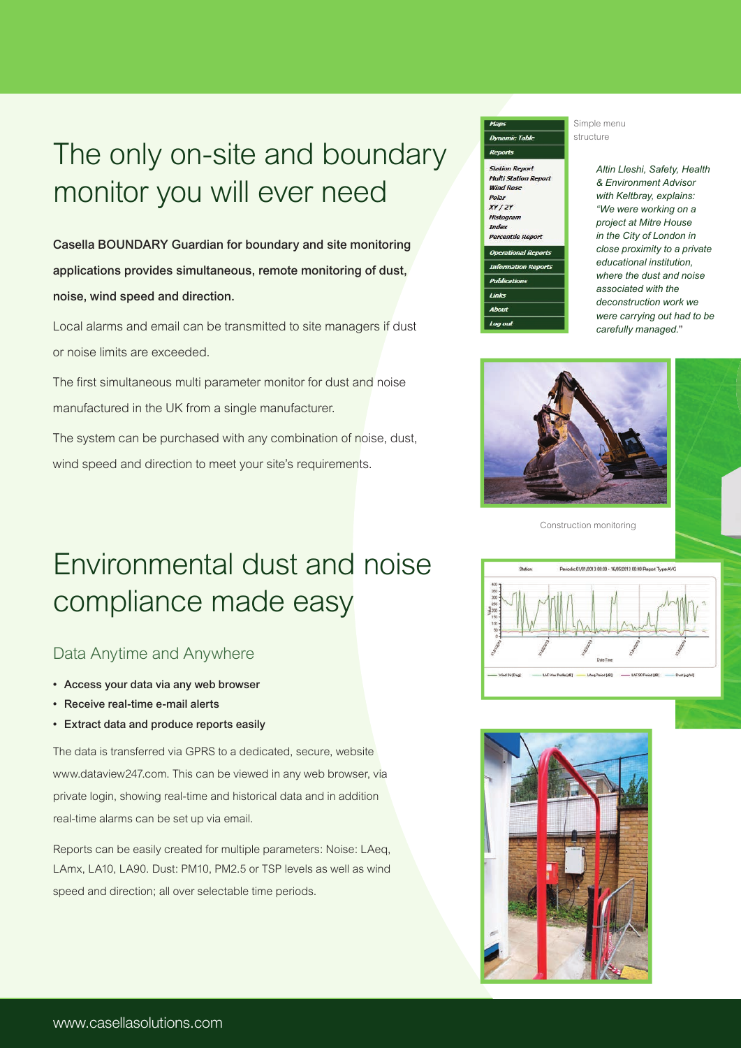# The only on-site and boundary monitor you will ever need

**Casella BOUNDARY Guardian for boundary and site monitoring applications provides simultaneous, remote monitoring of dust, noise, wind speed and direction.**

Local alarms and email can be transmitted to site managers if dust or noise limits are exceeded.

The first simultaneous multi parameter monitor for dust and noise manufactured in the UK from a single manufacturer.

The system can be purchased with any combination of noise, dust, wind speed and direction to meet your site's requirements.

# Environmental dust and noise compliance made easy

## Data Anytime and Anywhere

- **Access your data via any web browser**
- **Receive real-time e-mail alerts**
- **Extract data and produce reports easily**

The data is transferred via GPRS to a dedicated, secure, website www.dataview247.com. This can be viewed in any web browser, via private login, showing real-time and historical data and in addition real-time alarms can be set up via email.

Reports can be easily created for multiple parameters: Noise: LAeq, LAmx, LA10, LA90. Dust: PM10, PM2.5 or TSP levels as well as wind speed and direction; all over selectable time periods.

Simple menu structure

*Altin Lleshi, Safety, Health & Environment Advisor with Keltbray, explains: "We were working on a project at Mitre House in the City of London in close proximity to a private educational institution, where the dust and noise associated with the deconstruction work we were carrying out had to be carefully managed."*

Construction monitoring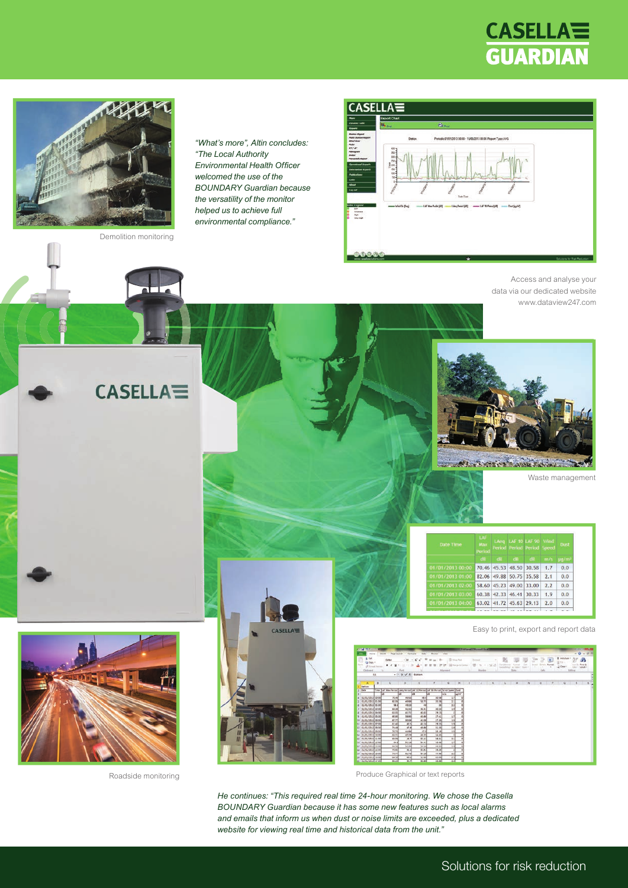# CASELLA GUARDIAN

Demolition monitoring

*"What's more", Altin concludes: "The Local Authority Environmental Health Officer welcomed the use of the BOUNDARY Guardian because the versatility of the monitor helped us to achieve full environmental compliance."*

Access and analyse your data via our dedicated website www.dataview247.com

Waste management

| Date Time | LAF Max Period | LAeq Period | LAF 10 Period | LAF 90 Period | Wind Speed | Dust |
|---|---|---|---|---|---|---|
| | dB | dB | dB | dB | m/s | µg/m³ |
| 01/01/2013 00:00 | 70.46 | 45.53 | 48.50 | 30.58 | 1.7 | 0.0 |
| 01/01/2013 01:00 | 82.06 | 49.88 | 50.75 | 35.58 | 2.1 | 0.0 |
| 01/01/2013 02:00 | 58.60 | 45.23 | 49.00 | 33.00 | 2.2 | 0.0 |
| 01/01/2013 03:00 | 60.38 | 42.33 | 46.41 | 30.33 | 1.9 | 0.0 |
| 01/01/2013 04:00 | 63.02 | 41.72 | 45.63 | 29.13 | 2.0 | 0.0 |

Easy to print, export and report data

Roadside monitoring

Produce Graphical or text reports

*He continues: "This required real time 24-hour monitoring. We chose the Casella BOUNDARY Guardian because it has some new features such as local alarms and emails that inform us when dust or noise limits are exceeded, plus a dedicated website for viewing real time and historical data from the unit."*

Solutions for risk reduction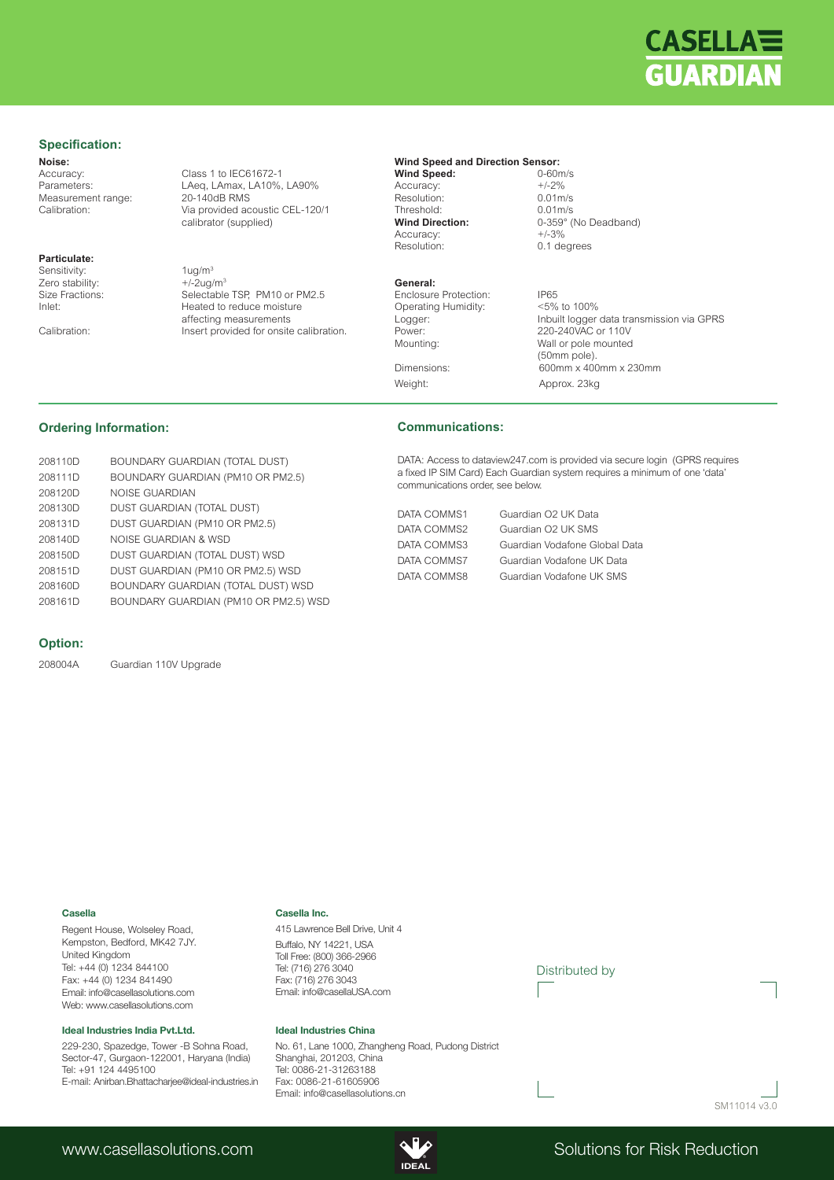CASELLA GUARDIAN

## Specification:

**Noise:**

| | |
|---|---|
| Accuracy: | Class 1 to IEC61672-1 |
| Parameters: | LAeq, LAmax, LA10%, LA90% |
| Measurement range: | 20-140dB RMS |
| Calibration: | Via provided acoustic CEL-120/1 calibrator (supplied) |

**Particulate:**

| | |
|---|---|
| Sensitivity: | 1ug/m$^3$ |
| Zero stability: | +/-2ug/m$^3$ |
| Size Fractions: | Selectable TSP, PM10 or PM2.5 |
| Inlet: | Heated to reduce moisture affecting measurements |
| Calibration: | Insert provided for onsite calibration. |

**Wind Speed and Direction Sensor:**

| | |
|---|---|
| **Wind Speed:** | 0-60m/s |
| Accuracy: | +/-2% |
| Resolution: | 0.01m/s |
| Threshold: | 0.01m/s |
| **Wind Direction:** | 0-359° (No Deadband) |
| Accuracy: | +/-3% |
| Resolution: | 0.1 degrees |

**General:**

| | |
|---|---|
| Enclosure Protection: | IP65 |
| Operating Humidity: | <5% to 100% |
| Logger: | Inbuilt logger data transmission via GPRS |
| Power: | 220-240VAC or 110V |
| Mounting: | Wall or pole mounted (50mm pole). |
| Dimensions: | 600mm x 400mm x 230mm |
| Weight: | Approx. 23kg |

## Ordering Information:

| | |
|---|---|
| 208110D | BOUNDARY GUARDIAN (TOTAL DUST) |
| 208111D | BOUNDARY GUARDIAN (PM10 OR PM2.5) |
| 208120D | NOISE GUARDIAN |
| 208130D | DUST GUARDIAN (TOTAL DUST) |
| 208131D | DUST GUARDIAN (PM10 OR PM2.5) |
| 208140D | NOISE GUARDIAN & WSD |
| 208150D | DUST GUARDIAN (TOTAL DUST) WSD |
| 208151D | DUST GUARDIAN (PM10 OR PM2.5) WSD |
| 208160D | BOUNDARY GUARDIAN (TOTAL DUST) WSD |
| 208161D | BOUNDARY GUARDIAN (PM10 OR PM2.5) WSD |

## Communications:

DATA: Access to dataview247.com is provided via secure login (GPRS requires a fixed IP SIM Card) Each Guardian system requires a minimum of one 'data' communications order, see below.

| | |
|---|---|
| DATA COMMS1 | Guardian O2 UK Data |
| DATA COMMS2 | Guardian O2 UK SMS |
| DATA COMMS3 | Guardian Vodafone Global Data |
| DATA COMMS7 | Guardian Vodafone UK Data |
| DATA COMMS8 | Guardian Vodafone UK SMS |

## Option:

| | |
|---|---|
| 208004A | Guardian 110V Upgrade |

**Casella**

Regent House, Wolseley Road,
Kempston, Bedford, MK42 7JY.
United Kingdom
Tel: +44 (0) 1234 844100
Fax: +44 (0) 1234 841490
Email: info@casellasolutions.com
Web: www.casellasolutions.com

**Casella Inc.**

415 Lawrence Bell Drive, Unit 4
Buffalo, NY 14221, USA
Toll Free: (800) 366-2966
Tel: (716) 276 3040
Fax: (716) 276 3043
Email: info@casellaUSA.com

**Ideal Industries India Pvt.Ltd.**

229-230, Spazedge, Tower -B Sohna Road,
Sector-47, Gurgaon-122001, Haryana (India)
Tel: +91 124 4495100
E-mail: Anirban.Bhattacharjee@ideal-industries.in

**Ideal Industries China**

No. 61, Lane 1000, Zhangheng Road, Pudong District
Shanghai, 201203, China
Tel: 0086-21-31263188
Fax: 0086-21-61605906
Email: info@casellasolutions.cn

Distributed by

SM11014 v3.0

www.casellasolutions.com

IDEAL

Solutions for Risk Reduction